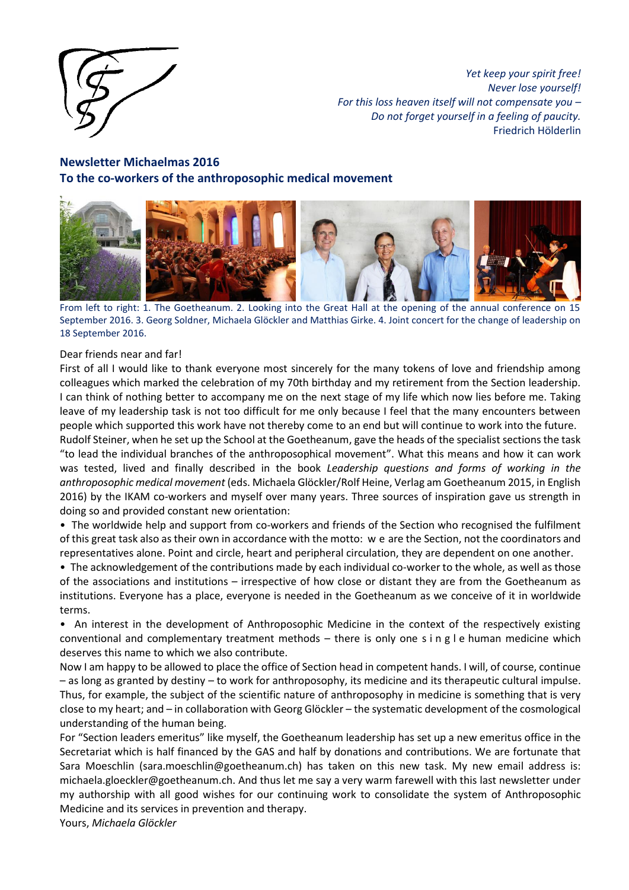*Yet keep your spirit free!*
*Never lose yourself!*
*For this loss heaven itself will not compensate you –*
*Do not forget yourself in a feeling of paucity.*
Friedrich Hölderlin

## Newsletter Michaelmas 2016
## To the co-workers of the anthroposophic medical movement

From left to right: 1. The Goetheanum. 2. Looking into the Great Hall at the opening of the annual conference on 15 September 2016. 3. Georg Soldner, Michaela Glöckler and Matthias Girke. 4. Joint concert for the change of leadership on 18 September 2016.

Dear friends near and far!

First of all I would like to thank everyone most sincerely for the many tokens of love and friendship among colleagues which marked the celebration of my 70th birthday and my retirement from the Section leadership. I can think of nothing better to accompany me on the next stage of my life which now lies before me. Taking leave of my leadership task is not too difficult for me only because I feel that the many encounters between people which supported this work have not thereby come to an end but will continue to work into the future.

Rudolf Steiner, when he set up the School at the Goetheanum, gave the heads of the specialist sections the task "to lead the individual branches of the anthroposophical movement". What this means and how it can work was tested, lived and finally described in the book *Leadership questions and forms of working in the anthroposophic medical movement* (eds. Michaela Glöckler/Rolf Heine, Verlag am Goetheanum 2015, in English 2016) by the IKAM co-workers and myself over many years. Three sources of inspiration gave us strength in doing so and provided constant new orientation:

- The worldwide help and support from co-workers and friends of the Section who recognised the fulfilment of this great task also as their own in accordance with the motto: w e are the Section, not the coordinators and representatives alone. Point and circle, heart and peripheral circulation, they are dependent on one another.
- The acknowledgement of the contributions made by each individual co-worker to the whole, as well as those of the associations and institutions – irrespective of how close or distant they are from the Goetheanum as institutions. Everyone has a place, everyone is needed in the Goetheanum as we conceive of it in worldwide terms.
- An interest in the development of Anthroposophic Medicine in the context of the respectively existing conventional and complementary treatment methods – there is only one s i n g l e human medicine which deserves this name to which we also contribute.

Now I am happy to be allowed to place the office of Section head in competent hands. I will, of course, continue – as long as granted by destiny – to work for anthroposophy, its medicine and its therapeutic cultural impulse. Thus, for example, the subject of the scientific nature of anthroposophy in medicine is something that is very close to my heart; and – in collaboration with Georg Glöckler – the systematic development of the cosmological understanding of the human being.

For "Section leaders emeritus" like myself, the Goetheanum leadership has set up a new emeritus office in the Secretariat which is half financed by the GAS and half by donations and contributions. We are fortunate that Sara Moeschlin (sara.moeschlin@goetheanum.ch) has taken on this new task. My new email address is: michaela.gloeckler@goetheanum.ch. And thus let me say a very warm farewell with this last newsletter under my authorship with all good wishes for our continuing work to consolidate the system of Anthroposophic Medicine and its services in prevention and therapy.

Yours, *Michaela Glöckler*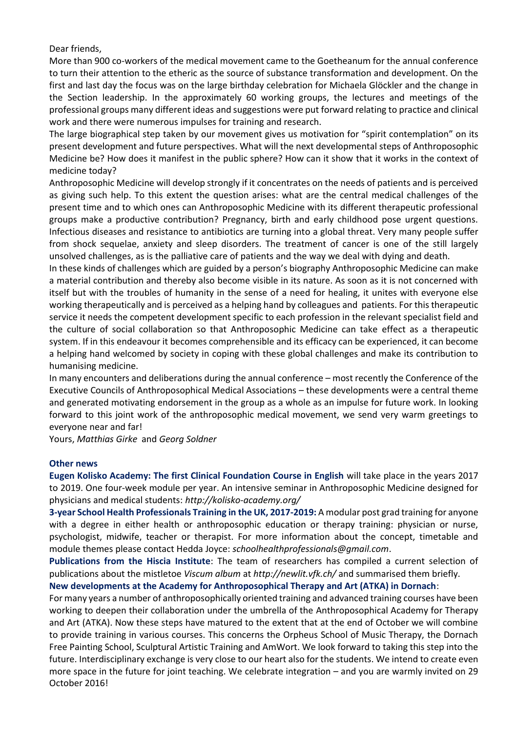Dear friends,

More than 900 co-workers of the medical movement came to the Goetheanum for the annual conference to turn their attention to the etheric as the source of substance transformation and development. On the first and last day the focus was on the large birthday celebration for Michaela Glöckler and the change in the Section leadership. In the approximately 60 working groups, the lectures and meetings of the professional groups many different ideas and suggestions were put forward relating to practice and clinical work and there were numerous impulses for training and research.

The large biographical step taken by our movement gives us motivation for "spirit contemplation" on its present development and future perspectives. What will the next developmental steps of Anthroposophic Medicine be? How does it manifest in the public sphere? How can it show that it works in the context of medicine today?

Anthroposophic Medicine will develop strongly if it concentrates on the needs of patients and is perceived as giving such help. To this extent the question arises: what are the central medical challenges of the present time and to which ones can Anthroposophic Medicine with its different therapeutic professional groups make a productive contribution? Pregnancy, birth and early childhood pose urgent questions. Infectious diseases and resistance to antibiotics are turning into a global threat. Very many people suffer from shock sequelae, anxiety and sleep disorders. The treatment of cancer is one of the still largely unsolved challenges, as is the palliative care of patients and the way we deal with dying and death.

In these kinds of challenges which are guided by a person's biography Anthroposophic Medicine can make a material contribution and thereby also become visible in its nature. As soon as it is not concerned with itself but with the troubles of humanity in the sense of a need for healing, it unites with everyone else working therapeutically and is perceived as a helping hand by colleagues and patients. For this therapeutic service it needs the competent development specific to each profession in the relevant specialist field and the culture of social collaboration so that Anthroposophic Medicine can take effect as a therapeutic system. If in this endeavour it becomes comprehensible and its efficacy can be experienced, it can become a helping hand welcomed by society in coping with these global challenges and make its contribution to humanising medicine.

In many encounters and deliberations during the annual conference – most recently the Conference of the Executive Councils of Anthroposophical Medical Associations – these developments were a central theme and generated motivating endorsement in the group as a whole as an impulse for future work. In looking forward to this joint work of the anthroposophic medical movement, we send very warm greetings to everyone near and far!

Yours, *Matthias Girke* and *Georg Soldner*

## Other news

**Eugen Kolisko Academy: The first Clinical Foundation Course in English** will take place in the years 2017 to 2019. One four-week module per year. An intensive seminar in Anthroposophic Medicine designed for physicians and medical students: *http://kolisko-academy.org/*

**3-year School Health Professionals Training in the UK, 2017-2019:** A modular post grad training for anyone with a degree in either health or anthroposophic education or therapy training: physician or nurse, psychologist, midwife, teacher or therapist. For more information about the concept, timetable and module themes please contact Hedda Joyce: *schoolhealthprofessionals@gmail.com*.

**Publications from the Hiscia Institute**: The team of researchers has compiled a current selection of publications about the mistletoe *Viscum album* at *http://newlit.vfk.ch/* and summarised them briefly.

**New developments at the Academy for Anthroposophical Therapy and Art (ATKA) in Dornach**:

For many years a number of anthroposophically oriented training and advanced training courses have been working to deepen their collaboration under the umbrella of the Anthroposophical Academy for Therapy and Art (ATKA). Now these steps have matured to the extent that at the end of October we will combine to provide training in various courses. This concerns the Orpheus School of Music Therapy, the Dornach Free Painting School, Sculptural Artistic Training and AmWort. We look forward to taking this step into the future. Interdisciplinary exchange is very close to our heart also for the students. We intend to create even more space in the future for joint teaching. We celebrate integration – and you are warmly invited on 29 October 2016!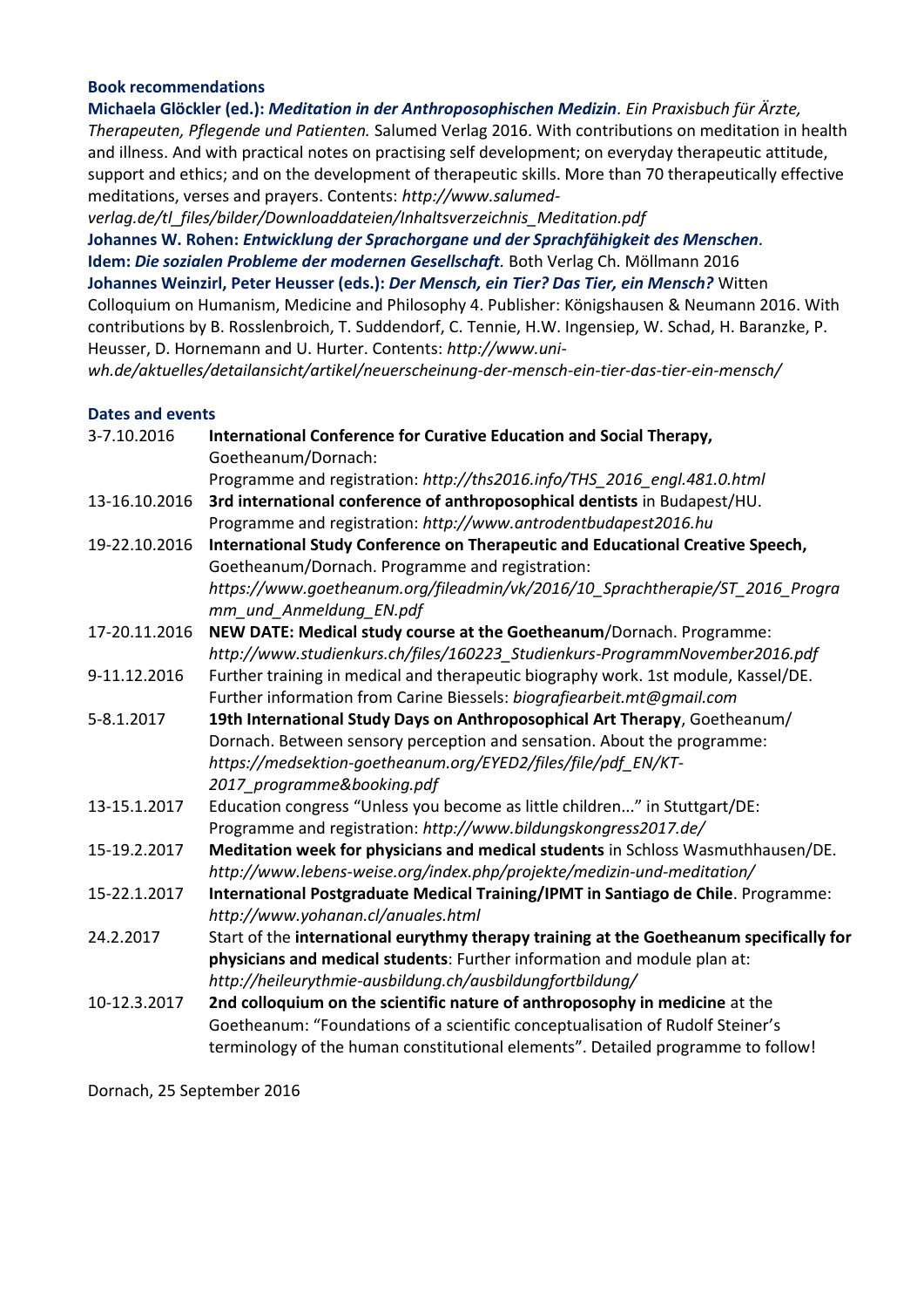**Book recommendations**

**Michaela Glöckler (ed.): *Meditation in der Anthroposophischen Medizin*.** *Ein Praxisbuch für Ärzte, Therapeuten, Pflegende und Patienten.* Salumed Verlag 2016. With contributions on meditation in health and illness. And with practical notes on practising self development; on everyday therapeutic attitude, support and ethics; and on the development of therapeutic skills. More than 70 therapeutically effective meditations, verses and prayers. Contents: *http://www.salumed-verlag.de/tl_files/bilder/Downloaddateien/Inhaltsverzeichnis_Meditation.pdf*

**Johannes W. Rohen: *Entwicklung der Sprachorgane und der Sprachfähigkeit des Menschen*.**

**Idem: *Die sozialen Probleme der modernen Gesellschaft*.** Both Verlag Ch. Möllmann 2016

**Johannes Weinzirl, Peter Heusser (eds.): *Der Mensch, ein Tier? Das Tier, ein Mensch?*** Witten Colloquium on Humanism, Medicine and Philosophy 4. Publisher: Königshausen & Neumann 2016. With contributions by B. Rosslenbroich, T. Suddendorf, C. Tennie, H.W. Ingensiep, W. Schad, H. Baranzke, P. Heusser, D. Hornemann and U. Hurter. Contents: *http://www.uni-wh.de/aktuelles/detailansicht/artikel/neuerscheinung-der-mensch-ein-tier-das-tier-ein-mensch/*

**Dates and events**

| | |
|---|---|
| 3-7.10.2016 | **International Conference for Curative Education and Social Therapy,** Goetheanum/Dornach: Programme and registration: *http://ths2016.info/THS_2016_engl.481.0.html* |
| 13-16.10.2016 | **3rd international conference of anthroposophical dentists** in Budapest/HU. Programme and registration: *http://www.antrodentbudapest2016.hu* |
| 19-22.10.2016 | **International Study Conference on Therapeutic and Educational Creative Speech,** Goetheanum/Dornach. Programme and registration: *https://www.goetheanum.org/fileadmin/vk/2016/10_Sprachtherapie/ST_2016_Programm_und_Anmeldung_EN.pdf* |
| 17-20.11.2016 | **NEW DATE: Medical study course at the Goetheanum**/Dornach. Programme: *http://www.studienkurs.ch/files/160223_Studienkurs-ProgrammNovember2016.pdf* |
| 9-11.12.2016 | Further training in medical and therapeutic biography work. 1st module, Kassel/DE. Further information from Carine Biessels: *biografiearbeit.mt@gmail.com* |
| 5-8.1.2017 | **19th International Study Days on Anthroposophical Art Therapy**, Goetheanum/Dornach. Between sensory perception and sensation. About the programme: *https://medsektion-goetheanum.org/EYED2/files/file/pdf_EN/KT-2017_programme&booking.pdf* |
| 13-15.1.2017 | Education congress "Unless you become as little children..." in Stuttgart/DE: Programme and registration: *http://www.bildungskongress2017.de/* |
| 15-19.2.2017 | **Meditation week for physicians and medical students** in Schloss Wasmuthhausen/DE. *http://www.lebens-weise.org/index.php/projekte/medizin-und-meditation/* |
| 15-22.1.2017 | **International Postgraduate Medical Training/IPMT in Santiago de Chile**. Programme: *http://www.yohanan.cl/anuales.html* |
| 24.2.2017 | Start of the **international eurythmy therapy training at the Goetheanum specifically for physicians and medical students**: Further information and module plan at: *http://heileurythmie-ausbildung.ch/ausbildungfortbildung/* |
| 10-12.3.2017 | **2nd colloquium on the scientific nature of anthroposophy in medicine** at the Goetheanum: "Foundations of a scientific conceptualisation of Rudolf Steiner's terminology of the human constitutional elements". Detailed programme to follow! |

Dornach, 25 September 2016